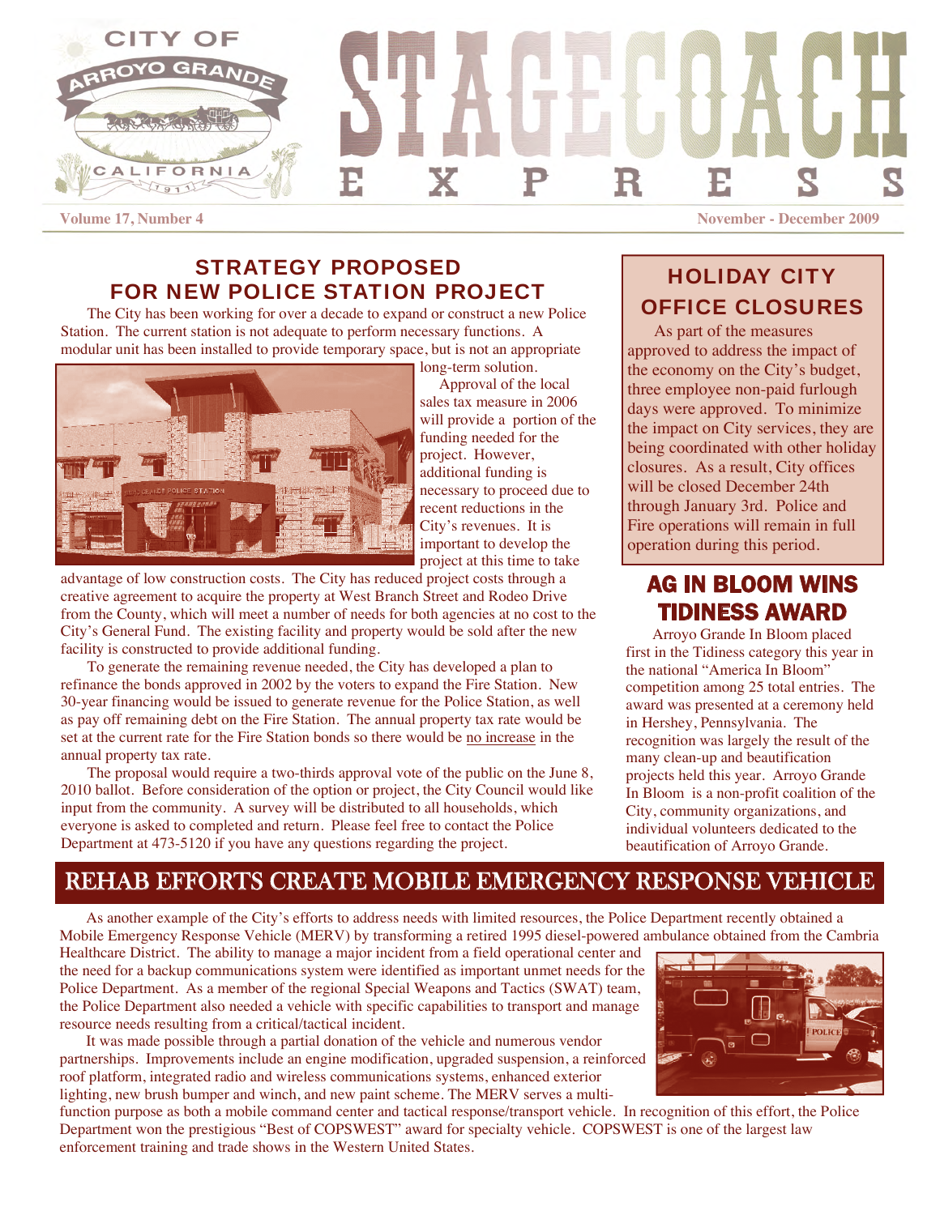# STAGECOACH EXPRESS

Volume 17, Number 4 — November - December 2009

## STRATEGY PROPOSED FOR NEW POLICE STATION PROJECT

The City has been working for over a decade to expand or construct a new Police Station. The current station is not adequate to perform necessary functions. A modular unit has been installed to provide temporary space, but is not an appropriate long-term solution.

Approval of the local sales tax measure in 2006 will provide a portion of the funding needed for the project. However, additional funding is necessary to proceed due to recent reductions in the City's revenues. It is important to develop the project at this time to take advantage of low construction costs. The City has reduced project costs through a creative agreement to acquire the property at West Branch Street and Rodeo Drive from the County, which will meet a number of needs for both agencies at no cost to the City's General Fund. The existing facility and property would be sold after the new facility is constructed to provide additional funding.

To generate the remaining revenue needed, the City has developed a plan to refinance the bonds approved in 2002 by the voters to expand the Fire Station. New 30-year financing would be issued to generate revenue for the Police Station, as well as pay off remaining debt on the Fire Station. The annual property tax rate would be set at the current rate for the Fire Station bonds so there would be no increase in the annual property tax rate.

The proposal would require a two-thirds approval vote of the public on the June 8, 2010 ballot. Before consideration of the option or project, the City Council would like input from the community. A survey will be distributed to all households, which everyone is asked to completed and return. Please feel free to contact the Police Department at 473-5120 if you have any questions regarding the project.

## HOLIDAY CITY OFFICE CLOSURES

As part of the measures approved to address the impact of the economy on the City's budget, three employee non-paid furlough days were approved. To minimize the impact on City services, they are being coordinated with other holiday closures. As a result, City offices will be closed December 24th through January 3rd. Police and Fire operations will remain in full operation during this period.

## AG IN BLOOM WINS TIDINESS AWARD

Arroyo Grande In Bloom placed first in the Tidiness category this year in the national "America In Bloom" competition among 25 total entries. The award was presented at a ceremony held in Hershey, Pennsylvania. The recognition was largely the result of the many clean-up and beautification projects held this year. Arroyo Grande In Bloom is a non-profit coalition of the City, community organizations, and individual volunteers dedicated to the beautification of Arroyo Grande.

## REHAB EFFORTS CREATE MOBILE EMERGENCY RESPONSE VEHICLE

As another example of the City's efforts to address needs with limited resources, the Police Department recently obtained a Mobile Emergency Response Vehicle (MERV) by transforming a retired 1995 diesel-powered ambulance obtained from the Cambria Healthcare District. The ability to manage a major incident from a field operational center and the need for a backup communications system were identified as important unmet needs for the Police Department. As a member of the regional Special Weapons and Tactics (SWAT) team, the Police Department also needed a vehicle with specific capabilities to transport and manage resource needs resulting from a critical/tactical incident.

It was made possible through a partial donation of the vehicle and numerous vendor partnerships. Improvements include an engine modification, upgraded suspension, a reinforced roof platform, integrated radio and wireless communications systems, enhanced exterior lighting, new brush bumper and winch, and new paint scheme. The MERV serves a multi-function purpose as both a mobile command center and tactical response/transport vehicle. In recognition of this effort, the Police Department won the prestigious "Best of COPSWEST" award for specialty vehicle. COPSWEST is one of the largest law enforcement training and trade shows in the Western United States.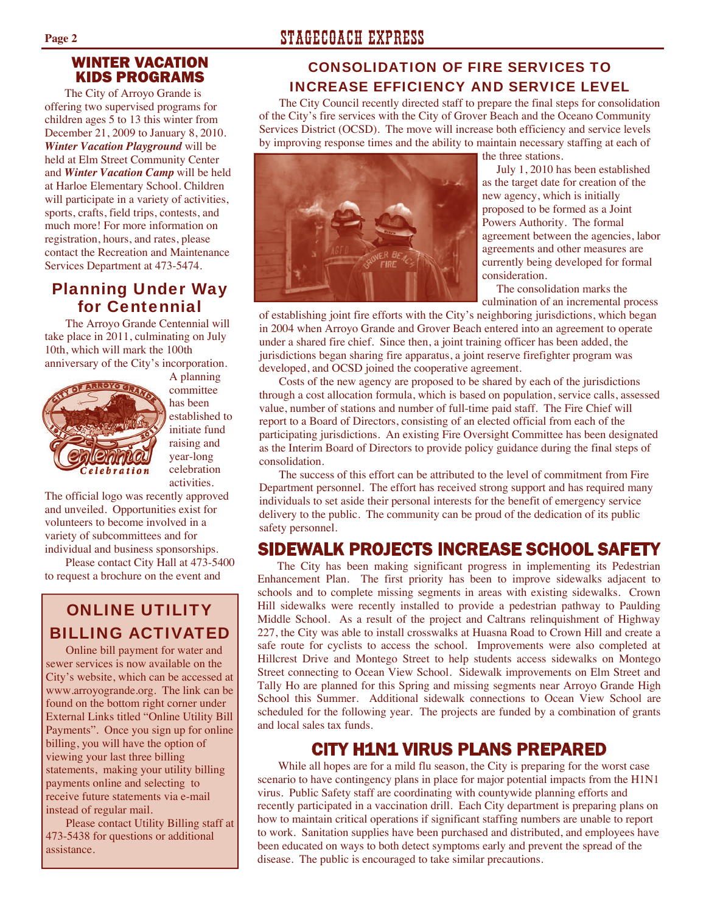## WINTER VACATION KIDS PROGRAMS

The City of Arroyo Grande is offering two supervised programs for children ages 5 to 13 this winter from December 21, 2009 to January 8, 2010. ***Winter Vacation Playground*** will be held at Elm Street Community Center and ***Winter Vacation Camp*** will be held at Harloe Elementary School. Children will participate in a variety of activities, sports, crafts, field trips, contests, and much more! For more information on registration, hours, and rates, please contact the Recreation and Maintenance Services Department at 473-5474.

## Planning Under Way for Centennial

The Arroyo Grande Centennial will take place in 2011, culminating on July 10th, which will mark the 100th anniversary of the City's incorporation. A planning committee has been established to initiate fund raising and year-long celebration activities. The official logo was recently approved and unveiled. Opportunities exist for volunteers to become involved in a variety of subcommittees and for individual and business sponsorships.

Please contact City Hall at 473-5400 to request a brochure on the event and

## ONLINE UTILITY BILLING ACTIVATED

Online bill payment for water and sewer services is now available on the City's website, which can be accessed at www.arroyogrande.org. The link can be found on the bottom right corner under External Links titled "Online Utility Bill Payments". Once you sign up for online billing, you will have the option of viewing your last three billing statements, making your utility billing payments online and selecting to receive future statements via e-mail instead of regular mail.

Please contact Utility Billing staff at 473-5438 for questions or additional assistance.

## CONSOLIDATION OF FIRE SERVICES TO INCREASE EFFICIENCY AND SERVICE LEVEL

The City Council recently directed staff to prepare the final steps for consolidation of the City's fire services with the City of Grover Beach and the Oceano Community Services District (OCSD). The move will increase both efficiency and service levels by improving response times and the ability to maintain necessary staffing at each of the three stations.

July 1, 2010 has been established as the target date for creation of the new agency, which is initially proposed to be formed as a Joint Powers Authority. The formal agreement between the agencies, labor agreements and other measures are currently being developed for formal consideration.

The consolidation marks the culmination of an incremental process of establishing joint fire efforts with the City's neighboring jurisdictions, which began in 2004 when Arroyo Grande and Grover Beach entered into an agreement to operate under a shared fire chief. Since then, a joint training officer has been added, the jurisdictions began sharing fire apparatus, a joint reserve firefighter program was developed, and OCSD joined the cooperative agreement.

Costs of the new agency are proposed to be shared by each of the jurisdictions through a cost allocation formula, which is based on population, service calls, assessed value, number of stations and number of full-time paid staff. The Fire Chief will report to a Board of Directors, consisting of an elected official from each of the participating jurisdictions. An existing Fire Oversight Committee has been designated as the Interim Board of Directors to provide policy guidance during the final steps of consolidation.

The success of this effort can be attributed to the level of commitment from Fire Department personnel. The effort has received strong support and has required many individuals to set aside their personal interests for the benefit of emergency service delivery to the public. The community can be proud of the dedication of its public safety personnel.

## SIDEWALK PROJECTS INCREASE SCHOOL SAFETY

The City has been making significant progress in implementing its Pedestrian Enhancement Plan. The first priority has been to improve sidewalks adjacent to schools and to complete missing segments in areas with existing sidewalks. Crown Hill sidewalks were recently installed to provide a pedestrian pathway to Paulding Middle School. As a result of the project and Caltrans relinquishment of Highway 227, the City was able to install crosswalks at Huasna Road to Crown Hill and create a safe route for cyclists to access the school. Improvements were also completed at Hillcrest Drive and Montego Street to help students access sidewalks on Montego Street connecting to Ocean View School. Sidewalk improvements on Elm Street and Tally Ho are planned for this Spring and missing segments near Arroyo Grande High School this Summer. Additional sidewalk connections to Ocean View School are scheduled for the following year. The projects are funded by a combination of grants and local sales tax funds.

## CITY H1N1 VIRUS PLANS PREPARED

While all hopes are for a mild flu season, the City is preparing for the worst case scenario to have contingency plans in place for major potential impacts from the H1N1 virus. Public Safety staff are coordinating with countywide planning efforts and recently participated in a vaccination drill. Each City department is preparing plans on how to maintain critical operations if significant staffing numbers are unable to report to work. Sanitation supplies have been purchased and distributed, and employees have been educated on ways to both detect symptoms early and prevent the spread of the disease. The public is encouraged to take similar precautions.